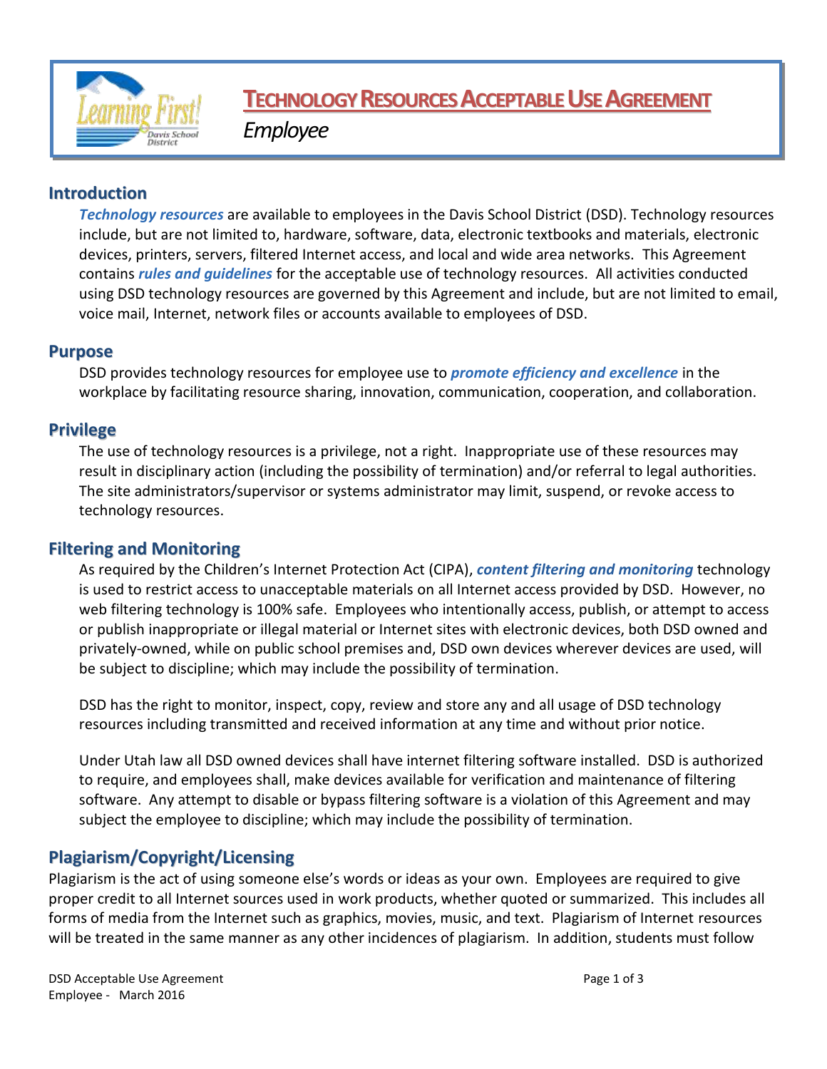# Technology Resources Acceptable Use Agreement

*Employee*

## Introduction

***Technology resources*** are available to employees in the Davis School District (DSD). Technology resources include, but are not limited to, hardware, software, data, electronic textbooks and materials, electronic devices, printers, servers, filtered Internet access, and local and wide area networks. This Agreement contains ***rules and guidelines*** for the acceptable use of technology resources. All activities conducted using DSD technology resources are governed by this Agreement and include, but are not limited to email, voice mail, Internet, network files or accounts available to employees of DSD.

## Purpose

DSD provides technology resources for employee use to ***promote efficiency and excellence*** in the workplace by facilitating resource sharing, innovation, communication, cooperation, and collaboration.

## Privilege

The use of technology resources is a privilege, not a right. Inappropriate use of these resources may result in disciplinary action (including the possibility of termination) and/or referral to legal authorities. The site administrators/supervisor or systems administrator may limit, suspend, or revoke access to technology resources.

## Filtering and Monitoring

As required by the Children's Internet Protection Act (CIPA), ***content filtering and monitoring*** technology is used to restrict access to unacceptable materials on all Internet access provided by DSD. However, no web filtering technology is 100% safe. Employees who intentionally access, publish, or attempt to access or publish inappropriate or illegal material or Internet sites with electronic devices, both DSD owned and privately-owned, while on public school premises and, DSD own devices wherever devices are used, will be subject to discipline; which may include the possibility of termination.

DSD has the right to monitor, inspect, copy, review and store any and all usage of DSD technology resources including transmitted and received information at any time and without prior notice.

Under Utah law all DSD owned devices shall have internet filtering software installed. DSD is authorized to require, and employees shall, make devices available for verification and maintenance of filtering software. Any attempt to disable or bypass filtering software is a violation of this Agreement and may subject the employee to discipline; which may include the possibility of termination.

## Plagiarism/Copyright/Licensing

Plagiarism is the act of using someone else's words or ideas as your own. Employees are required to give proper credit to all Internet sources used in work products, whether quoted or summarized. This includes all forms of media from the Internet such as graphics, movies, music, and text. Plagiarism of Internet resources will be treated in the same manner as any other incidences of plagiarism. In addition, students must follow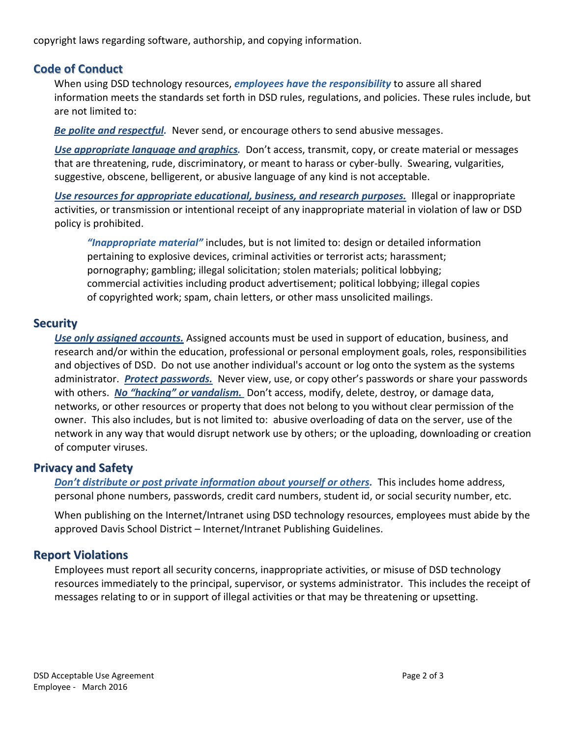copyright laws regarding software, authorship, and copying information.

## Code of Conduct

When using DSD technology resources, ***employees have the responsibility*** to assure all shared information meets the standards set forth in DSD rules, regulations, and policies. These rules include, but are not limited to:

***Be polite and respectful.*** Never send, or encourage others to send abusive messages.

***Use appropriate language and graphics.*** Don't access, transmit, copy, or create material or messages that are threatening, rude, discriminatory, or meant to harass or cyber-bully. Swearing, vulgarities, suggestive, obscene, belligerent, or abusive language of any kind is not acceptable.

***Use resources for appropriate educational, business, and research purposes.*** Illegal or inappropriate activities, or transmission or intentional receipt of any inappropriate material in violation of law or DSD policy is prohibited.

> ***"Inappropriate material"*** includes, but is not limited to: design or detailed information pertaining to explosive devices, criminal activities or terrorist acts; harassment; pornography; gambling; illegal solicitation; stolen materials; political lobbying; commercial activities including product advertisement; political lobbying; illegal copies of copyrighted work; spam, chain letters, or other mass unsolicited mailings.

## Security

***Use only assigned accounts.*** Assigned accounts must be used in support of education, business, and research and/or within the education, professional or personal employment goals, roles, responsibilities and objectives of DSD. Do not use another individual's account or log onto the system as the systems administrator. ***Protect passwords.*** Never view, use, or copy other's passwords or share your passwords with others. ***No "hacking" or vandalism.*** Don't access, modify, delete, destroy, or damage data, networks, or other resources or property that does not belong to you without clear permission of the owner. This also includes, but is not limited to: abusive overloading of data on the server, use of the network in any way that would disrupt network use by others; or the uploading, downloading or creation of computer viruses.

## Privacy and Safety

***Don't distribute or post private information about yourself or others.*** This includes home address, personal phone numbers, passwords, credit card numbers, student id, or social security number, etc.

When publishing on the Internet/Intranet using DSD technology resources, employees must abide by the approved Davis School District – Internet/Intranet Publishing Guidelines.

## Report Violations

Employees must report all security concerns, inappropriate activities, or misuse of DSD technology resources immediately to the principal, supervisor, or systems administrator. This includes the receipt of messages relating to or in support of illegal activities or that may be threatening or upsetting.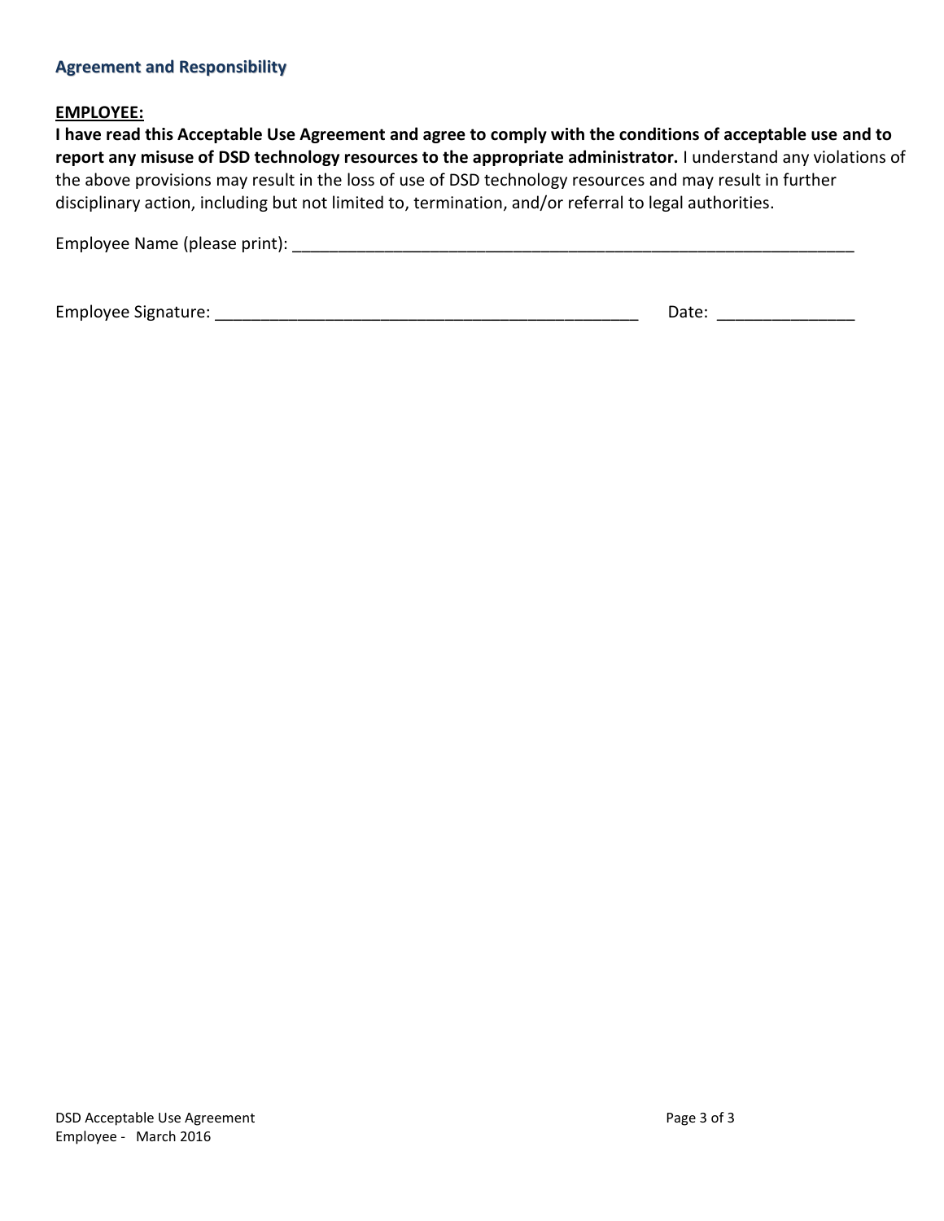## Agreement and Responsibility

**EMPLOYEE:**

**I have read this Acceptable Use Agreement and agree to comply with the conditions of acceptable use and to report any misuse of DSD technology resources to the appropriate administrator.** I understand any violations of the above provisions may result in the loss of use of DSD technology resources and may result in further disciplinary action, including but not limited to, termination, and/or referral to legal authorities.

Employee Name (please print): _______________________________________________________________

Employee Signature: _______________________________________________ Date: _______________